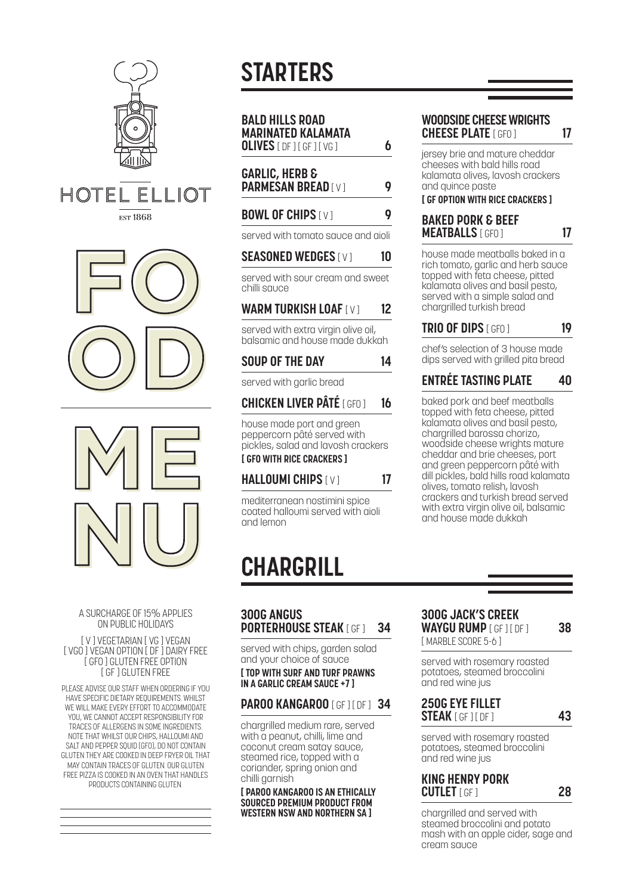# HOTEL ELLIOT

EST 1868

# FOOD MENU

A SURCHARGE OF 15% APPLIES ON PUBLIC HOLIDAYS

[ V ] VEGETARIAN [ VG ] VEGAN [ VGO ] VEGAN OPTION [ DF ] DAIRY FREE [ GFO ] GLUTEN FREE OPTION [ GF ] GLUTEN FREE

PLEASE ADVISE OUR STAFF WHEN ORDERING IF YOU HAVE SPECIFIC DIETARY REQUIREMENTS. WHILST WE WILL MAKE EVERY EFFORT TO ACCOMMODATE YOU, WE CANNOT ACCEPT RESPONSIBILITY FOR TRACES OF ALLERGENS IN SOME INGREDIENTS. NOTE THAT WHILST OUR CHIPS, HALLOUMI AND SALT AND PEPPER SQUID (GFO), DO NOT CONTAIN GLUTEN THEY ARE COOKED IN DEEP FRYER OIL THAT MAY CONTAIN TRACES OF GLUTEN. OUR GLUTEN FREE PIZZA IS COOKED IN AN OVEN THAT HANDLES PRODUCTS CONTAINING GLUTEN.

## STARTERS

### BALD HILLS ROAD MARINATED KALAMATA OLIVES [ DF ] [ GF ] [ VG ] — 6

### GARLIC, HERB & PARMESAN BREAD [ V ] — 9

### BOWL OF CHIPS [ V ] — 9

served with tomato sauce and aioli

### SEASONED WEDGES [ V ] — 10

served with sour cream and sweet chilli sauce

### WARM TURKISH LOAF [ V ] — 12

served with extra virgin olive oil, balsamic and house made dukkah

### SOUP OF THE DAY — 14

served with garlic bread

### CHICKEN LIVER PÂTÉ [ GFO ] — 16

house made port and green peppercorn pâté served with pickles, salad and lavosh crackers

**[ GFO WITH RICE CRACKERS ]**

### HALLOUMI CHIPS [ V ] — 17

mediterranean nostimini spice coated halloumi served with aioli and lemon

### WOODSIDE CHEESE WRIGHTS CHEESE PLATE [ GFO ] — 17

jersey brie and mature cheddar cheeses with bald hills road kalamata olives, lavosh crackers and quince paste

**[ GF OPTION WITH RICE CRACKERS ]**

### BAKED PORK & BEEF MEATBALLS [ GFO ] — 17

house made meatballs baked in a rich tomato, garlic and herb sauce topped with feta cheese, pitted kalamata olives and basil pesto, served with a simple salad and chargrilled turkish bread

### TRIO OF DIPS [ GFO ] — 19

chef's selection of 3 house made dips served with grilled pita bread

### ENTRÉE TASTING PLATE — 40

baked pork and beef meatballs topped with feta cheese, pitted kalamata olives and basil pesto, chargrilled barossa chorizo, woodside cheese wrights mature cheddar and brie cheeses, port and green peppercorn pâté with dill pickles, bald hills road kalamata olives, tomato relish, lavosh crackers and turkish bread served with extra virgin olive oil, balsamic and house made dukkah

## CHARGRILL

### 300G ANGUS PORTERHOUSE STEAK [ GF ] — 34

served with chips, garden salad and your choice of sauce

**[ TOP WITH SURF AND TURF PRAWNS IN A GARLIC CREAM SAUCE +7 ]**

### PAROO KANGAROO [ GF ] [ DF ] — 34

chargrilled medium rare, served with a peanut, chilli, lime and coconut cream satay sauce, steamed rice, topped with a coriander, spring onion and chilli garnish

**[ PAROO KANGAROO IS AN ETHICALLY SOURCED PREMIUM PRODUCT FROM WESTERN NSW AND NORTHERN SA ]**

### 300G JACK'S CREEK WAYGU RUMP [ GF ] [ DF ] — 38

[ MARBLE SCORE 5-6 ]

served with rosemary roasted potatoes, steamed broccolini and red wine jus

### 250G EYE FILLET STEAK [ GF ] [ DF ] — 43

served with rosemary roasted potatoes, steamed broccolini and red wine jus

### KING HENRY PORK CUTLET [ GF ] — 28

chargrilled and served with steamed broccolini and potato mash with an apple cider, sage and cream sauce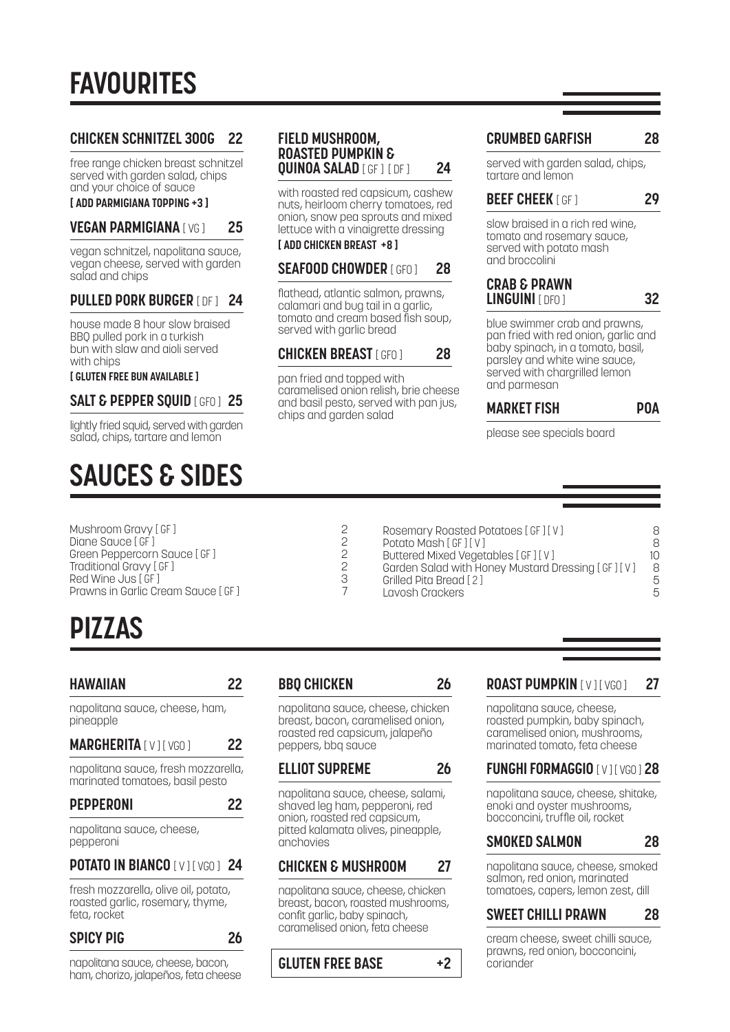# FAVOURITES

### CHICKEN SCHNITZEL 300G 22

free range chicken breast schnitzel served with garden salad, chips and your choice of sauce

**[ ADD PARMIGIANA TOPPING +3 ]**

### VEGAN PARMIGIANA [ VG ] 25

vegan schnitzel, napolitana sauce, vegan cheese, served with garden salad and chips

### PULLED PORK BURGER [ DF ] 24

house made 8 hour slow braised BBQ pulled pork in a turkish bun with slaw and aioli served with chips

**[ GLUTEN FREE BUN AVAILABLE ]**

### SALT & PEPPER SQUID [ GFO ] 25

lightly fried squid, served with garden salad, chips, tartare and lemon

### FIELD MUSHROOM, ROASTED PUMPKIN & QUINOA SALAD [ GF ] [ DF ] 24

with roasted red capsicum, cashew nuts, heirloom cherry tomatoes, red onion, snow pea sprouts and mixed lettuce with a vinaigrette dressing

**[ ADD CHICKEN BREAST +8 ]**

### SEAFOOD CHOWDER [ GFO ] 28

flathead, atlantic salmon, prawns, calamari and bug tail in a garlic, tomato and cream based fish soup, served with garlic bread

### CHICKEN BREAST [ GFO ] 28

pan fried and topped with caramelised onion relish, brie cheese and basil pesto, served with pan jus, chips and garden salad

### CRUMBED GARFISH 28

served with garden salad, chips, tartare and lemon

### BEEF CHEEK [ GF ] 29

slow braised in a rich red wine, tomato and rosemary sauce, served with potato mash and broccolini

### CRAB & PRAWN LINGUINI [ DFO ] 32

blue swimmer crab and prawns, pan fried with red onion, garlic and baby spinach, in a tomato, basil, parsley and white wine sauce, served with chargrilled lemon and parmesan

### MARKET FISH POA

please see specials board

# SAUCES & SIDES

| | |
|---|---|
| Mushroom Gravy [ GF ] | 2 |
| Diane Sauce [ GF ] | 2 |
| Green Peppercorn Sauce [ GF ] | 2 |
| Traditional Gravy [ GF ] | 2 |
| Red Wine Jus [ GF ] | 3 |
| Prawns in Garlic Cream Sauce [ GF ] | 7 |
| Rosemary Roasted Potatoes [ GF ] [ V ] | 8 |
| Potato Mash [ GF ] [ V ] | 8 |
| Buttered Mixed Vegetables [ GF ] [ V ] | 10 |
| Garden Salad with Honey Mustard Dressing [ GF ] [ V ] | 8 |
| Grilled Pita Bread [ 2 ] | 5 |
| Lavosh Crackers | 5 |

# PIZZAS

### HAWAIIAN 22

napolitana sauce, cheese, ham, pineapple

### MARGHERITA [ V ] [ VGO ] 22

napolitana sauce, fresh mozzarella, marinated tomatoes, basil pesto

### PEPPERONI 22

napolitana sauce, cheese, pepperoni

### POTATO IN BIANCO [ V ] [ VGO ] 24

fresh mozzarella, olive oil, potato, roasted garlic, rosemary, thyme, feta, rocket

### SPICY PIG 26

napolitana sauce, cheese, bacon, ham, chorizo, jalapeños, feta cheese

### BBQ CHICKEN 26

napolitana sauce, cheese, chicken breast, bacon, caramelised onion, roasted red capsicum, jalapeño peppers, bbq sauce

### ELLIOT SUPREME 26

napolitana sauce, cheese, salami, shaved leg ham, pepperoni, red onion, roasted red capsicum, pitted kalamata olives, pineapple, anchovies

### CHICKEN & MUSHROOM 27

napolitana sauce, cheese, chicken breast, bacon, roasted mushrooms, confit garlic, baby spinach, caramelised onion, feta cheese

**GLUTEN FREE BASE +2**

### ROAST PUMPKIN [ V ] [ VGO ] 27

napolitana sauce, cheese, roasted pumpkin, baby spinach, caramelised onion, mushrooms, marinated tomato, feta cheese

### FUNGHI FORMAGGIO [ V ] [ VGO ] 28

napolitana sauce, cheese, shitake, enoki and oyster mushrooms, bocconcini, truffle oil, rocket

### SMOKED SALMON 28

napolitana sauce, cheese, smoked salmon, red onion, marinated tomatoes, capers, lemon zest, dill

### SWEET CHILLI PRAWN 28

cream cheese, sweet chilli sauce, prawns, red onion, bocconcini, coriander